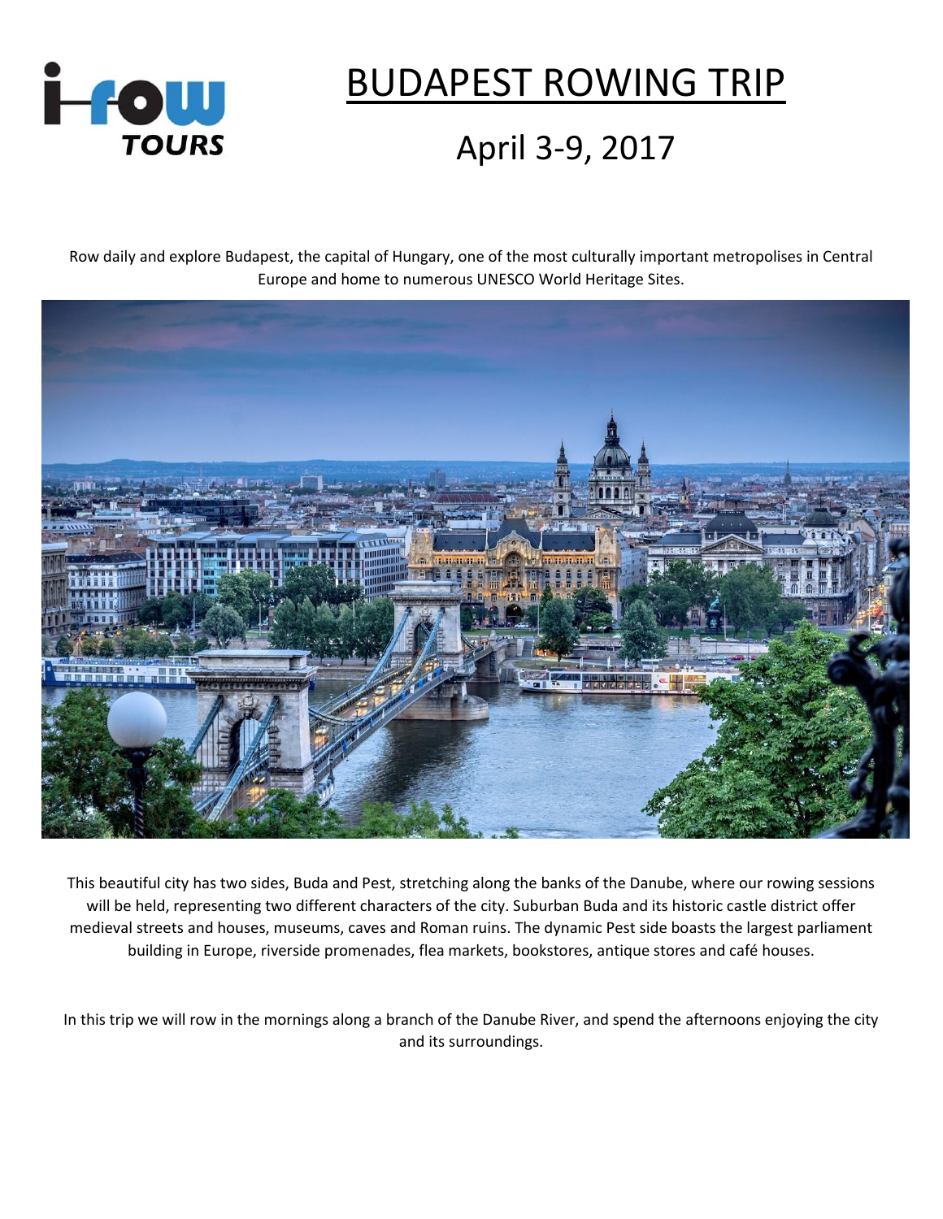# BUDAPEST ROWING TRIP

## April 3-9, 2017

Row daily and explore Budapest, the capital of Hungary, one of the most culturally important metropolises in Central Europe and home to numerous UNESCO World Heritage Sites.

This beautiful city has two sides, Buda and Pest, stretching along the banks of the Danube, where our rowing sessions will be held, representing two different characters of the city. Suburban Buda and its historic castle district offer medieval streets and houses, museums, caves and Roman ruins. The dynamic Pest side boasts the largest parliament building in Europe, riverside promenades, flea markets, bookstores, antique stores and café houses.

In this trip we will row in the mornings along a branch of the Danube River, and spend the afternoons enjoying the city and its surroundings.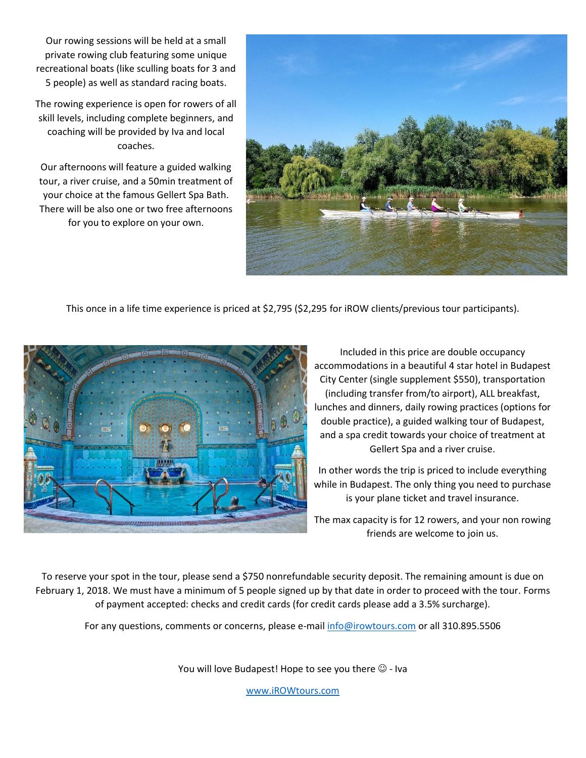Our rowing sessions will be held at a small private rowing club featuring some unique recreational boats (like sculling boats for 3 and 5 people) as well as standard racing boats.

The rowing experience is open for rowers of all skill levels, including complete beginners, and coaching will be provided by Iva and local coaches.

Our afternoons will feature a guided walking tour, a river cruise, and a 50min treatment of your choice at the famous Gellert Spa Bath. There will be also one or two free afternoons for you to explore on your own.

This once in a life time experience is priced at $2,795 ($2,295 for iROW clients/previous tour participants).

Included in this price are double occupancy accommodations in a beautiful 4 star hotel in Budapest City Center (single supplement $550), transportation (including transfer from/to airport), ALL breakfast, lunches and dinners, daily rowing practices (options for double practice), a guided walking tour of Budapest, and a spa credit towards your choice of treatment at Gellert Spa and a river cruise.

In other words the trip is priced to include everything while in Budapest. The only thing you need to purchase is your plane ticket and travel insurance.

The max capacity is for 12 rowers, and your non rowing friends are welcome to join us.

To reserve your spot in the tour, please send a $750 nonrefundable security deposit. The remaining amount is due on February 1, 2018. We must have a minimum of 5 people signed up by that date in order to proceed with the tour. Forms of payment accepted: checks and credit cards (for credit cards please add a 3.5% surcharge).

For any questions, comments or concerns, please e-mail info@irowtours.com or all 310.895.5506

You will love Budapest! Hope to see you there ☺ - Iva

www.iROWtours.com